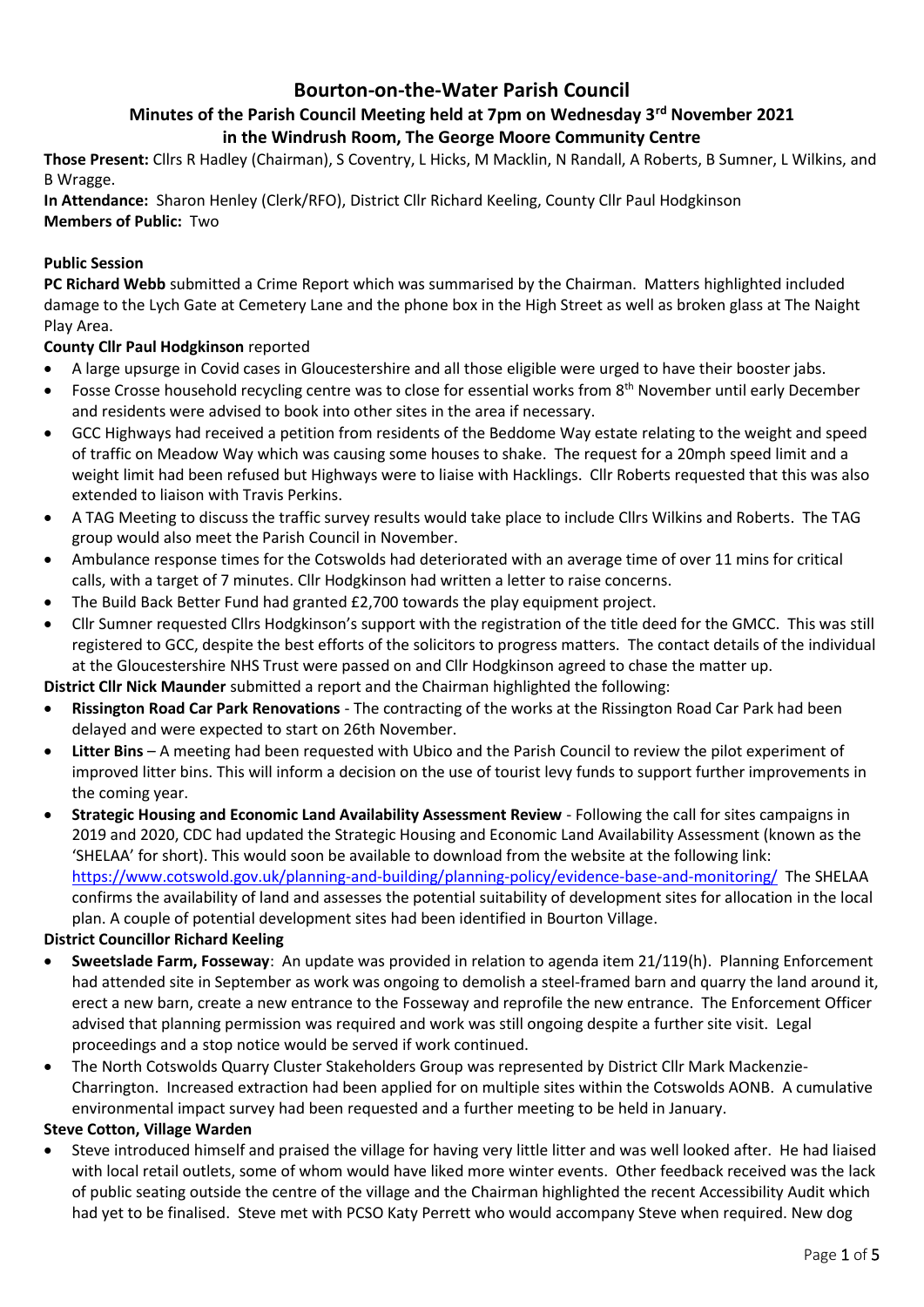# Bourton-on-the-Water Parish Council

## Minutes of the Parish Council Meeting held at 7pm on Wednesday 3rd November 2021 in the Windrush Room, The George Moore Community Centre

**Those Present:** Cllrs R Hadley (Chairman), S Coventry, L Hicks, M Macklin, N Randall, A Roberts, B Sumner, L Wilkins, and B Wragge.

**In Attendance:** Sharon Henley (Clerk/RFO), District Cllr Richard Keeling, County Cllr Paul Hodgkinson

**Members of Public:** Two

**Public Session**

**PC Richard Webb** submitted a Crime Report which was summarised by the Chairman. Matters highlighted included damage to the Lych Gate at Cemetery Lane and the phone box in the High Street as well as broken glass at The Naight Play Area.

**County Cllr Paul Hodgkinson** reported

- A large upsurge in Covid cases in Gloucestershire and all those eligible were urged to have their booster jabs.
- Fosse Crosse household recycling centre was to close for essential works from 8th November until early December and residents were advised to book into other sites in the area if necessary.
- GCC Highways had received a petition from residents of the Beddome Way estate relating to the weight and speed of traffic on Meadow Way which was causing some houses to shake. The request for a 20mph speed limit and a weight limit had been refused but Highways were to liaise with Hacklings. Cllr Roberts requested that this was also extended to liaison with Travis Perkins.
- A TAG Meeting to discuss the traffic survey results would take place to include Cllrs Wilkins and Roberts. The TAG group would also meet the Parish Council in November.
- Ambulance response times for the Cotswolds had deteriorated with an average time of over 11 mins for critical calls, with a target of 7 minutes. Cllr Hodgkinson had written a letter to raise concerns.
- The Build Back Better Fund had granted £2,700 towards the play equipment project.
- Cllr Sumner requested Cllrs Hodgkinson's support with the registration of the title deed for the GMCC. This was still registered to GCC, despite the best efforts of the solicitors to progress matters. The contact details of the individual at the Gloucestershire NHS Trust were passed on and Cllr Hodgkinson agreed to chase the matter up.

**District Cllr Nick Maunder** submitted a report and the Chairman highlighted the following:

- **Rissington Road Car Park Renovations** - The contracting of the works at the Rissington Road Car Park had been delayed and were expected to start on 26th November.
- **Litter Bins** – A meeting had been requested with Ubico and the Parish Council to review the pilot experiment of improved litter bins. This will inform a decision on the use of tourist levy funds to support further improvements in the coming year.
- **Strategic Housing and Economic Land Availability Assessment Review** - Following the call for sites campaigns in 2019 and 2020, CDC had updated the Strategic Housing and Economic Land Availability Assessment (known as the 'SHELAA' for short). This would soon be available to download from the website at the following link: https://www.cotswold.gov.uk/planning-and-building/planning-policy/evidence-base-and-monitoring/ The SHELAA confirms the availability of land and assesses the potential suitability of development sites for allocation in the local plan. A couple of potential development sites had been identified in Bourton Village.

**District Councillor Richard Keeling**

- **Sweetslade Farm, Fosseway**: An update was provided in relation to agenda item 21/119(h). Planning Enforcement had attended site in September as work was ongoing to demolish a steel-framed barn and quarry the land around it, erect a new barn, create a new entrance to the Fosseway and reprofile the new entrance. The Enforcement Officer advised that planning permission was required and work was still ongoing despite a further site visit. Legal proceedings and a stop notice would be served if work continued.
- The North Cotswolds Quarry Cluster Stakeholders Group was represented by District Cllr Mark Mackenzie-Charrington. Increased extraction had been applied for on multiple sites within the Cotswolds AONB. A cumulative environmental impact survey had been requested and a further meeting to be held in January.

**Steve Cotton, Village Warden**

- Steve introduced himself and praised the village for having very little litter and was well looked after. He had liaised with local retail outlets, some of whom would have liked more winter events. Other feedback received was the lack of public seating outside the centre of the village and the Chairman highlighted the recent Accessibility Audit which had yet to be finalised. Steve met with PCSO Katy Perrett who would accompany Steve when required. New dog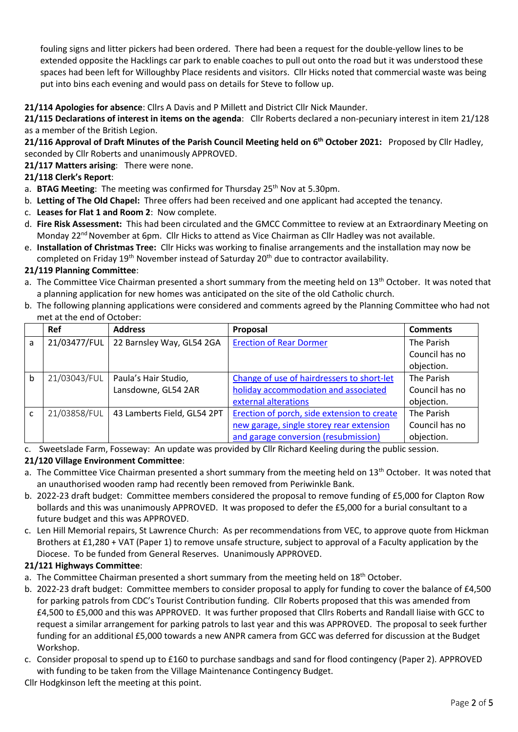fouling signs and litter pickers had been ordered. There had been a request for the double-yellow lines to be extended opposite the Hacklings car park to enable coaches to pull out onto the road but it was understood these spaces had been left for Willoughby Place residents and visitors. Cllr Hicks noted that commercial waste was being put into bins each evening and would pass on details for Steve to follow up.

**21/114 Apologies for absence**: Cllrs A Davis and P Millett and District Cllr Nick Maunder.

**21/115 Declarations of interest in items on the agenda**: Cllr Roberts declared a non-pecuniary interest in item 21/128 as a member of the British Legion.

**21/116 Approval of Draft Minutes of the Parish Council Meeting held on 6th October 2021:** Proposed by Cllr Hadley, seconded by Cllr Roberts and unanimously APPROVED.

**21/117 Matters arising**: There were none.

**21/118 Clerk's Report**:

a. **BTAG Meeting**: The meeting was confirmed for Thursday 25th Nov at 5.30pm.
b. **Letting of The Old Chapel:** Three offers had been received and one applicant had accepted the tenancy.
c. **Leases for Flat 1 and Room 2**: Now complete.
d. **Fire Risk Assessment:** This had been circulated and the GMCC Committee to review at an Extraordinary Meeting on Monday 22nd November at 6pm. Cllr Hicks to attend as Vice Chairman as Cllr Hadley was not available.
e. **Installation of Christmas Tree:** Cllr Hicks was working to finalise arrangements and the installation may now be completed on Friday 19th November instead of Saturday 20th due to contractor availability.

**21/119 Planning Committee**:

a. The Committee Vice Chairman presented a short summary from the meeting held on 13th October. It was noted that a planning application for new homes was anticipated on the site of the old Catholic church.
b. The following planning applications were considered and comments agreed by the Planning Committee who had not met at the end of October:

| | Ref | Address | Proposal | Comments |
|---|---|---|---|---|
| a | 21/03477/FUL | 22 Barnsley Way, GL54 2GA | Erection of Rear Dormer | The Parish Council has no objection. |
| b | 21/03043/FUL | Paula's Hair Studio, Lansdowne, GL54 2AR | Change of use of hairdressers to short-let holiday accommodation and associated external alterations | The Parish Council has no objection. |
| c | 21/03858/FUL | 43 Lamberts Field, GL54 2PT | Erection of porch, side extension to create new garage, single storey rear extension and garage conversion (resubmission) | The Parish Council has no objection. |

c. Sweetslade Farm, Fosseway: An update was provided by Cllr Richard Keeling during the public session.

**21/120 Village Environment Committee**:

a. The Committee Vice Chairman presented a short summary from the meeting held on 13th October. It was noted that an unauthorised wooden ramp had recently been removed from Periwinkle Bank.
b. 2022-23 draft budget: Committee members considered the proposal to remove funding of £5,000 for Clapton Row bollards and this was unanimously APPROVED. It was proposed to defer the £5,000 for a burial consultant to a future budget and this was APPROVED.
c. Len Hill Memorial repairs, St Lawrence Church: As per recommendations from VEC, to approve quote from Hickman Brothers at £1,280 + VAT (Paper 1) to remove unsafe structure, subject to approval of a Faculty application by the Diocese. To be funded from General Reserves. Unanimously APPROVED.

**21/121 Highways Committee**:

a. The Committee Chairman presented a short summary from the meeting held on 18th October.
b. 2022-23 draft budget: Committee members to consider proposal to apply for funding to cover the balance of £4,500 for parking patrols from CDC's Tourist Contribution funding. Cllr Roberts proposed that this was amended from £4,500 to £5,000 and this was APPROVED. It was further proposed that Cllrs Roberts and Randall liaise with GCC to request a similar arrangement for parking patrols to last year and this was APPROVED. The proposal to seek further funding for an additional £5,000 towards a new ANPR camera from GCC was deferred for discussion at the Budget Workshop.
c. Consider proposal to spend up to £160 to purchase sandbags and sand for flood contingency (Paper 2). APPROVED with funding to be taken from the Village Maintenance Contingency Budget.

Cllr Hodgkinson left the meeting at this point.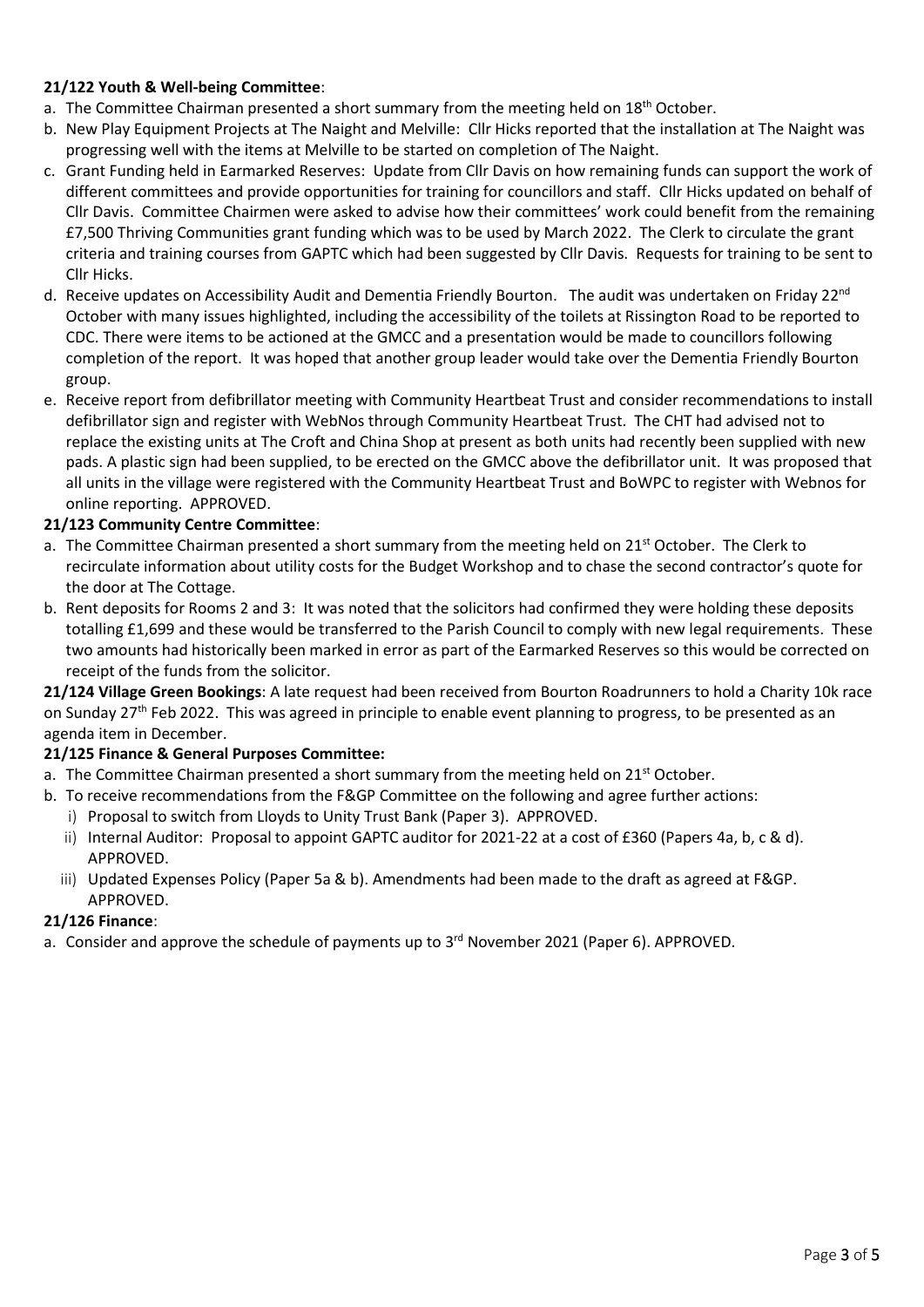**21/122 Youth & Well-being Committee**:

a. The Committee Chairman presented a short summary from the meeting held on 18th October.
b. New Play Equipment Projects at The Naight and Melville: Cllr Hicks reported that the installation at The Naight was progressing well with the items at Melville to be started on completion of The Naight.
c. Grant Funding held in Earmarked Reserves: Update from Cllr Davis on how remaining funds can support the work of different committees and provide opportunities for training for councillors and staff. Cllr Hicks updated on behalf of Cllr Davis. Committee Chairmen were asked to advise how their committees' work could benefit from the remaining £7,500 Thriving Communities grant funding which was to be used by March 2022. The Clerk to circulate the grant criteria and training courses from GAPTC which had been suggested by Cllr Davis. Requests for training to be sent to Cllr Hicks.
d. Receive updates on Accessibility Audit and Dementia Friendly Bourton. The audit was undertaken on Friday 22nd October with many issues highlighted, including the accessibility of the toilets at Rissington Road to be reported to CDC. There were items to be actioned at the GMCC and a presentation would be made to councillors following completion of the report. It was hoped that another group leader would take over the Dementia Friendly Bourton group.
e. Receive report from defibrillator meeting with Community Heartbeat Trust and consider recommendations to install defibrillator sign and register with WebNos through Community Heartbeat Trust. The CHT had advised not to replace the existing units at The Croft and China Shop at present as both units had recently been supplied with new pads. A plastic sign had been supplied, to be erected on the GMCC above the defibrillator unit. It was proposed that all units in the village were registered with the Community Heartbeat Trust and BoWPC to register with Webnos for online reporting. APPROVED.

**21/123 Community Centre Committee**:

a. The Committee Chairman presented a short summary from the meeting held on 21st October. The Clerk to recirculate information about utility costs for the Budget Workshop and to chase the second contractor's quote for the door at The Cottage.
b. Rent deposits for Rooms 2 and 3: It was noted that the solicitors had confirmed they were holding these deposits totalling £1,699 and these would be transferred to the Parish Council to comply with new legal requirements. These two amounts had historically been marked in error as part of the Earmarked Reserves so this would be corrected on receipt of the funds from the solicitor.

**21/124 Village Green Bookings**: A late request had been received from Bourton Roadrunners to hold a Charity 10k race on Sunday 27th Feb 2022. This was agreed in principle to enable event planning to progress, to be presented as an agenda item in December.

**21/125 Finance & General Purposes Committee:**

a. The Committee Chairman presented a short summary from the meeting held on 21st October.
b. To receive recommendations from the F&GP Committee on the following and agree further actions:
   i) Proposal to switch from Lloyds to Unity Trust Bank (Paper 3). APPROVED.
   ii) Internal Auditor: Proposal to appoint GAPTC auditor for 2021-22 at a cost of £360 (Papers 4a, b, c & d). APPROVED.
   iii) Updated Expenses Policy (Paper 5a & b). Amendments had been made to the draft as agreed at F&GP. APPROVED.

**21/126 Finance**:

a. Consider and approve the schedule of payments up to 3rd November 2021 (Paper 6). APPROVED.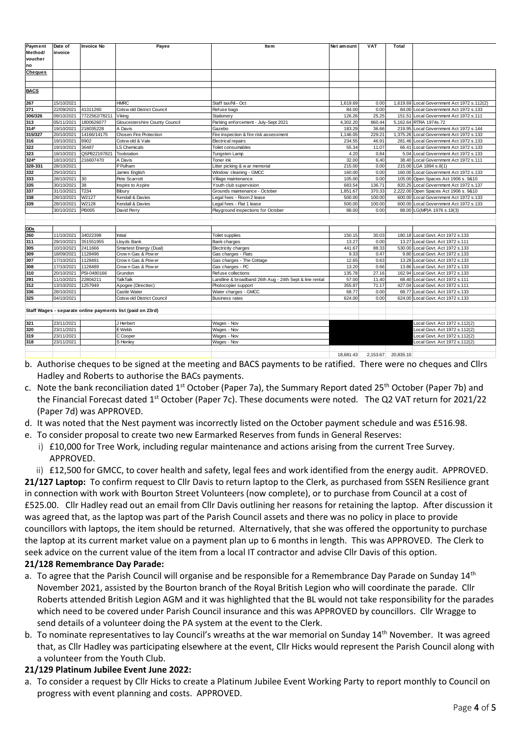| Payment Method/ voucher no | Date of invoice | Invoice No | Payee | Item | Net amount | VAT | Total | |
|---|---|---|---|---|---|---|---|---|
| **Cheques** | | | | | | | | |
| | | | | | | | | |
| **BACS** | | | | | | | | |
| 267 | 15/10/2021 | | HMRC | Staff tax/NI - Oct | 1,619.69 | 0.00 | 1,619.69 | Local Government Act 1972 s.112(2) |
| 271 | 22/09/2021 | 41311260 | Cotswold District Council | Refuse bags | 84.00 | 0.00 | 84.00 | Local Government Act 1972 s.133 |
| 306/326 | 09/10/2021 | 7722562/78211 | Viking | Stationery | 126.26 | 25.25 | 151.51 | Local Government Act 1972 s.111 |
| 313 | 05/11/2021 | 1800626077 | Gloucestershire County Council | Parking enforcement - July-Sept 2021 | 4,302.20 | 860.44 | 5,162.64 | RTRA 1974s.72 |
| 314* | 19/10/2021 | 218035228 | A Davis | Gazebo | 183.29 | 36.66 | 219.95 | Local Government Act 1972 s.144 |
| 315/327 | 20/10/2021 | 14166/14175 | Chosen Fire Protection | Fire inspection & fire risk assessment | 1,146.05 | 229.21 | 1,375.26 | Local Government Act 1972 s.133 |
| 316 | 19/10/2021 | 8902 | Cotswold & Vale | Electrical repairs | 234.55 | 46.91 | 281.46 | Local Government Act 1972 s.133 |
| 322 | 19/10/2021 | 36487 | LS Chemicals | Toilet consumables | 55.34 | 11.07 | 66.41 | Local Government Act 1972 s.133 |
| 323 | 18/10/2021 | QSP822197821 | Toolstation | Tungsten Lamp | 4.20 | 0.84 | 5.04 | Local Government Act 1972 s.133 |
| 324* | 18/10/2021 | 216607470 | A Davis | Toner ink | 32.00 | 6.40 | 38.40 | Local Government Act 1972 s.111 |
| 328-331 | 28/10/2021 | | P Pulham | Litter picking & war memorial | 215.00 | 0.00 | 215.00 | LGA 1894 s.8(1) |
| 332 | 29/10/2021 | | James English | Window cleaning - GMCC | 160.00 | 0.00 | 160.00 | Local Government Act 1972 s.133 |
| 333 | 28/10/2021 | 30 | Pete Scarrott | Village maintenance | 105.00 | 0.00 | 105.00 | Open Spaces Act 1906 s. 9&10 |
| 335 | 30/10/2021 | 38 | Inspire to Aspire | Youth club supervision | 683.54 | 136.71 | 820.25 | Local Government Act 1972 s.137 |
| 337 | 31/10/2021 | T234 | Bibury | Grounds maintenance - October | 1,851.67 | 370.33 | 2,222.00 | Open Spaces Act 1906 s. 9&10 |
| 338 | 28/10/2021 | W2127 | Kendall & Davies | Legal fees - Room 2 lease | 500.00 | 100.00 | 600.00 | Local Government Act 1972 s.133 |
| 339 | 28/10/2021 | W2128 | Kendall & Davies | Legal fees - Flat 1 lease | 500.00 | 100.00 | 600.00 | Local Government Act 1972 s.133 |
| | 30/10/2021 | PI0005 | David Perry | Playground inspections for October | 88.00 | 0.00 | 88.00 | LG(MP)A 1976 s.19(3) |
| | | | | | | | | |
| **DDs** | | | | | | | | |
| 260 | 11/10/2021 | 34022398 | Initial | Toilet supplies | 150.15 | 30.03 | 180.18 | Local Govt. Act 1972 s.133 |
| 311 | 29/10/2021 | 351551955 | Lloyds Bank | Bank charges | 13.27 | 0.00 | 13.27 | Local Govt. Act 1972 s.111 |
| 305 | 10/10/2021 | 2411666 | Smartest Energy (Dual) | Electricity charges | 441.67 | 88.33 | 530.00 | Local Govt. Act 1972 s.133 |
| 309 | 18/09/2021 | 1128496 | Crown Gas & Power | Gas charges - Flats | 9.33 | 0.47 | 9.80 | Local Govt. Act 1972 s.133 |
| 307 | 17/10/2021 | 1128491 | Crown Gas & Power | Gas charges - The Cottage | 12.65 | 0.63 | 13.28 | Local Govt. Act 1972 s.133 |
| 308 | 17/10/2021 | 1128489 | Crown Gas & Power | Gas charges - PC | 13.20 | 0.66 | 13.86 | Local Govt. Act 1972 s.133 |
| 310 | 20/10/2021 | PSI-0480166 | Grundon | Refuse collections | 135.78 | 27.16 | 162.94 | Local Govt. Act 1972 s.133 |
| 291 | 11/10/2021 | 22804211 | TalkTalk | Landline & broadband 26th Aug - 24th Sept & line rental | 57.00 | 11.40 | 68.40 | Local Govt. Act 1972 s.111 |
| 312 | 13/10/2021 | 1257949 | Apogee (Directtec) | Photocopier support | 355.87 | 71.17 | 427.04 | Local Govt. Act 1972 s.111 |
| 336 | 28/10/2021 | | Castle Water | Water charges - GMCC | 68.77 | 0.00 | 68.77 | Local Govt. Act 1972 s.133 |
| 325 | 04/10/2021 | | Cotswold District Council | Business rates | 624.00 | 0.00 | 624.00 | Local Govt. Act 1972 s.133 |
| | | | | | | | | |
| **Staff Wages - separate online payments list (paid on 23rd)** | | | | | | | | |
| | | | | | | | | |
| 321 | 23/11/2021 | | J Herbert | Wages - Nov | | | | Local Govt. Act 1972 s.112(2) |
| 320 | 23/11/2021 | | E Webb | Wages - Nov | | | | Local Govt. Act 1972 s.112(2) |
| 319 | 23/11/2021 | | C Cooper | Wages - Nov | | | | Local Govt. Act 1972 s.112(2) |
| 318 | 23/11/2021 | | S Henley | Wages - Nov | | | | Local Govt. Act 1972 s.112(2) |
| | | | | | | | | |
| | | | | | 18,681.43 | 2,153.67 | 20,835.10 | |

b. Authorise cheques to be signed at the meeting and BACS payments to be ratified. There were no cheques and Cllrs Hadley and Roberts to authorise the BACs payments.

c. Note the bank reconciliation dated 1st October (Paper 7a), the Summary Report dated 25th October (Paper 7b) and the Financial Forecast dated 1st October (Paper 7c). These documents were noted. The Q2 VAT return for 2021/22 (Paper 7d) was APPROVED.

d. It was noted that the Nest payment was incorrectly listed on the October payment schedule and was £516.98.

e. To consider proposal to create two new Earmarked Reserves from funds in General Reserves:

   i) £10,000 for Tree Work, including regular maintenance and actions arising from the current Tree Survey. APPROVED.

   ii) £12,500 for GMCC, to cover health and safety, legal fees and work identified from the energy audit. APPROVED.

**21/127 Laptop:** To confirm request to Cllr Davis to return laptop to the Clerk, as purchased from SSEN Resilience grant in connection with work with Bourton Street Volunteers (now complete), or to purchase from Council at a cost of £525.00. Cllr Hadley read out an email from Cllr Davis outlining her reasons for retaining the laptop. After discussion it was agreed that, as the laptop was part of the Parish Council assets and there was no policy in place to provide councillors with laptops, the item should be returned. Alternatively, that she was offered the opportunity to purchase the laptop at its current market value on a payment plan up to 6 months in length. This was APPROVED. The Clerk to seek advice on the current value of the item from a local IT contractor and advise Cllr Davis of this option.

**21/128 Remembrance Day Parade:**

a. To agree that the Parish Council will organise and be responsible for a Remembrance Day Parade on Sunday 14th November 2021, assisted by the Bourton branch of the Royal British Legion who will coordinate the parade. Cllr Roberts attended British Legion AGM and it was highlighted that the BL would not take responsibility for the parades which need to be covered under Parish Council insurance and this was APPROVED by councillors. Cllr Wragge to send details of a volunteer doing the PA system at the event to the Clerk.

b. To nominate representatives to lay Council's wreaths at the war memorial on Sunday 14th November. It was agreed that, as Cllr Hadley was participating elsewhere at the event, Cllr Hicks would represent the Parish Council along with a volunteer from the Youth Club.

**21/129 Platinum Jubilee Event June 2022:**

a. To consider a request by Cllr Hicks to create a Platinum Jubilee Event Working Party to report monthly to Council on progress with event planning and costs. APPROVED.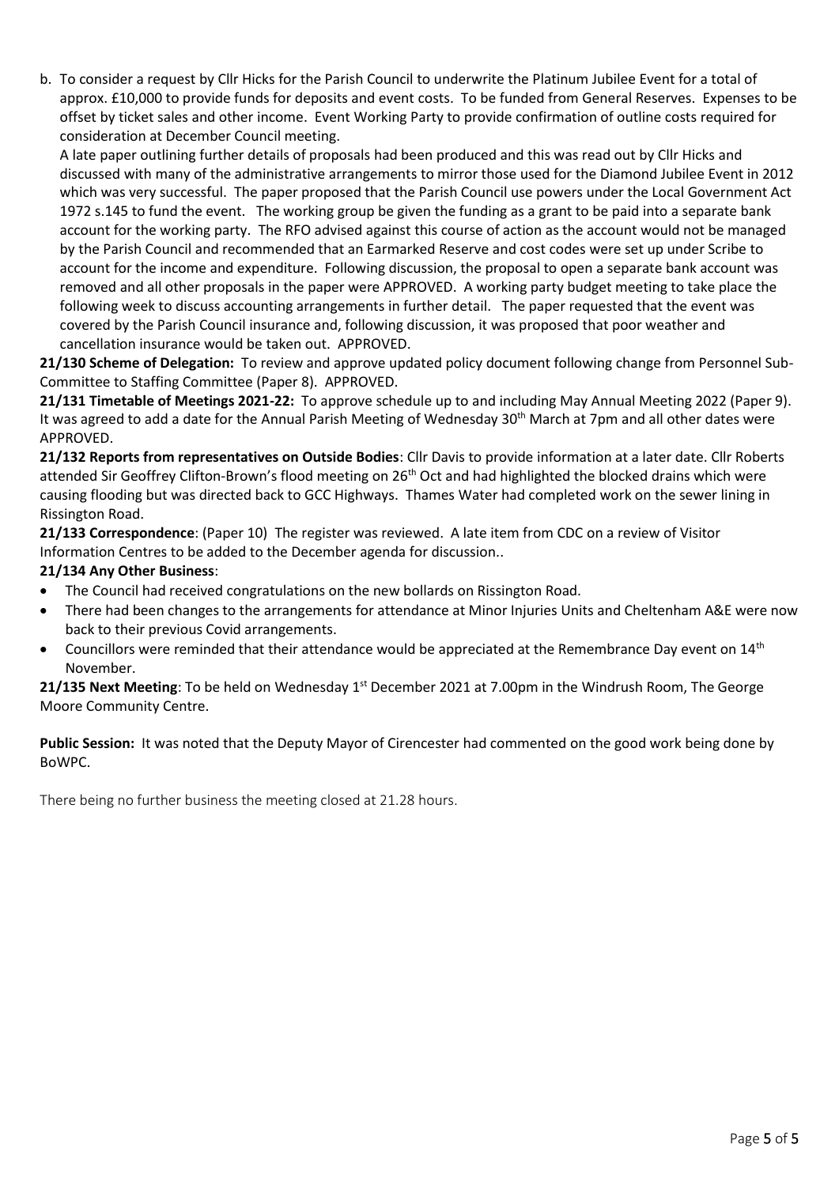b. To consider a request by Cllr Hicks for the Parish Council to underwrite the Platinum Jubilee Event for a total of approx. £10,000 to provide funds for deposits and event costs. To be funded from General Reserves. Expenses to be offset by ticket sales and other income. Event Working Party to provide confirmation of outline costs required for consideration at December Council meeting.
   A late paper outlining further details of proposals had been produced and this was read out by Cllr Hicks and discussed with many of the administrative arrangements to mirror those used for the Diamond Jubilee Event in 2012 which was very successful. The paper proposed that the Parish Council use powers under the Local Government Act 1972 s.145 to fund the event. The working group be given the funding as a grant to be paid into a separate bank account for the working party. The RFO advised against this course of action as the account would not be managed by the Parish Council and recommended that an Earmarked Reserve and cost codes were set up under Scribe to account for the income and expenditure. Following discussion, the proposal to open a separate bank account was removed and all other proposals in the paper were APPROVED. A working party budget meeting to take place the following week to discuss accounting arrangements in further detail. The paper requested that the event was covered by the Parish Council insurance and, following discussion, it was proposed that poor weather and cancellation insurance would be taken out. APPROVED.

**21/130 Scheme of Delegation:** To review and approve updated policy document following change from Personnel Sub-Committee to Staffing Committee (Paper 8). APPROVED.

**21/131 Timetable of Meetings 2021-22:** To approve schedule up to and including May Annual Meeting 2022 (Paper 9). It was agreed to add a date for the Annual Parish Meeting of Wednesday 30th March at 7pm and all other dates were APPROVED.

**21/132 Reports from representatives on Outside Bodies**: Cllr Davis to provide information at a later date. Cllr Roberts attended Sir Geoffrey Clifton-Brown's flood meeting on 26th Oct and had highlighted the blocked drains which were causing flooding but was directed back to GCC Highways. Thames Water had completed work on the sewer lining in Rissington Road.

**21/133 Correspondence**: (Paper 10) The register was reviewed. A late item from CDC on a review of Visitor Information Centres to be added to the December agenda for discussion..

**21/134 Any Other Business**:

- The Council had received congratulations on the new bollards on Rissington Road.
- There had been changes to the arrangements for attendance at Minor Injuries Units and Cheltenham A&E were now back to their previous Covid arrangements.
- Councillors were reminded that their attendance would be appreciated at the Remembrance Day event on 14th November.

**21/135 Next Meeting**: To be held on Wednesday 1st December 2021 at 7.00pm in the Windrush Room, The George Moore Community Centre.

**Public Session:** It was noted that the Deputy Mayor of Cirencester had commented on the good work being done by BoWPC.

There being no further business the meeting closed at 21.28 hours.